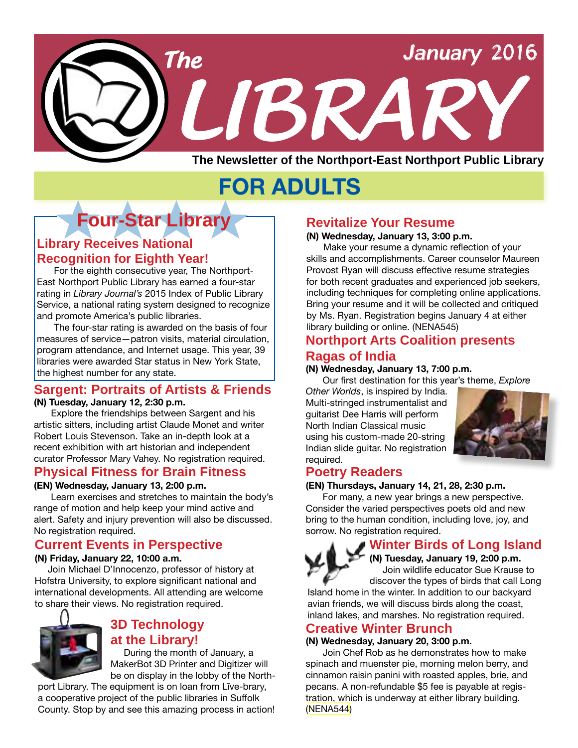# The LIBRARY

January 2016

**The Newsletter of the Northport-East Northport Public Library**

# FOR ADULTS

## Four-Star Library

### Library Receives National Recognition for Eighth Year!

For the eighth consecutive year, The Northport-East Northport Public Library has earned a four-star rating in *Library Journal's* 2015 Index of Public Library Service, a national rating system designed to recognize and promote America's public libraries.

The four-star rating is awarded on the basis of four measures of service—patron visits, material circulation, program attendance, and Internet usage. This year, 39 libraries were awarded Star status in New York State, the highest number for any state.

## Sargent: Portraits of Artists & Friends

**(N) Tuesday, January 12, 2:30 p.m.**

Explore the friendships between Sargent and his artistic sitters, including artist Claude Monet and writer Robert Louis Stevenson. Take an in-depth look at a recent exhibition with art historian and independent curator Professor Mary Vahey. No registration required.

## Physical Fitness for Brain Fitness

**(EN) Wednesday, January 13, 2:00 p.m.**

Learn exercises and stretches to maintain the body's range of motion and help keep your mind active and alert. Safety and injury prevention will also be discussed. No registration required.

## Current Events in Perspective

**(N) Friday, January 22, 10:00 a.m.**

Join Michael D'Innocenzo, professor of history at Hofstra University, to explore significant national and international developments. All attending are welcome to share their views. No registration required.

## 3D Technology at the Library!

During the month of January, a MakerBot 3D Printer and Digitizer will be on display in the lobby of the Northport Library. The equipment is on loan from Līve-brary, a cooperative project of the public libraries in Suffolk County. Stop by and see this amazing process in action!

## Revitalize Your Resume

**(N) Wednesday, January 13, 3:00 p.m.**

Make your resume a dynamic reflection of your skills and accomplishments. Career counselor Maureen Provost Ryan will discuss effective resume strategies for both recent graduates and experienced job seekers, including techniques for completing online applications. Bring your resume and it will be collected and critiqued by Ms. Ryan. Registration begins January 4 at either library building or online. (NENA545)

## Northport Arts Coalition presents Ragas of India

**(N) Wednesday, January 13, 7:00 p.m.**

Our first destination for this year's theme, *Explore Other Worlds*, is inspired by India. Multi-stringed instrumentalist and guitarist Dee Harris will perform North Indian Classical music using his custom-made 20-string Indian slide guitar. No registration required.

## Poetry Readers

**(EN) Thursdays, January 14, 21, 28, 2:30 p.m.**

For many, a new year brings a new perspective. Consider the varied perspectives poets old and new bring to the human condition, including love, joy, and sorrow. No registration required.

## Winter Birds of Long Island

**(N) Tuesday, January 19, 2:00 p.m.**

Join wildlife educator Sue Krause to discover the types of birds that call Long Island home in the winter. In addition to our backyard avian friends, we will discuss birds along the coast, inland lakes, and marshes. No registration required.

## Creative Winter Brunch

**(N) Wednesday, January 20, 3:00 p.m.**

Join Chef Rob as he demonstrates how to make spinach and muenster pie, morning melon berry, and cinnamon raisin panini with roasted apples, brie, and pecans. A non-refundable $5 fee is payable at registration, which is underway at either library building. (NENA544)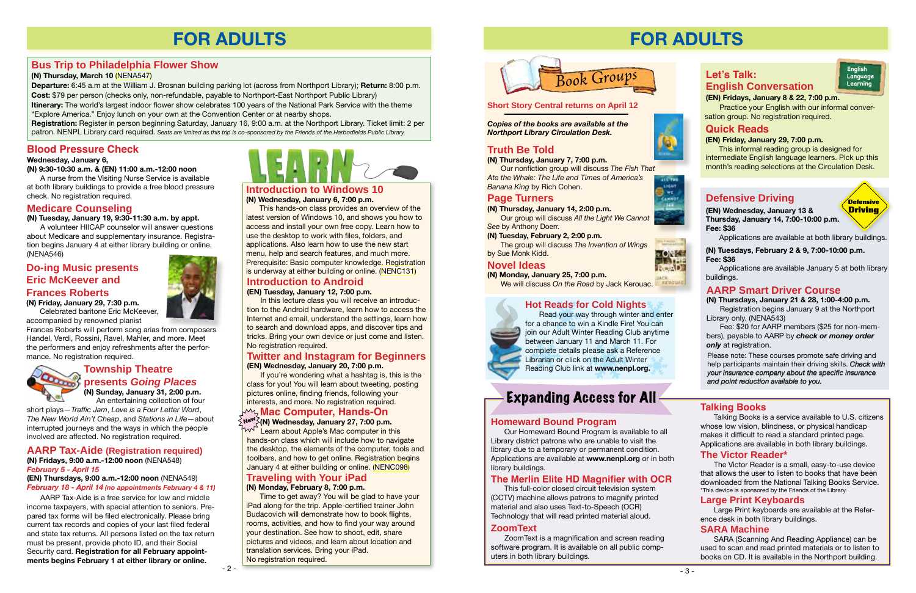# FOR ADULTS

## Bus Trip to Philadelphia Flower Show

**(N) Thursday, March 10** (NENA547)

**Departure:** 6:45 a.m at the William J. Brosnan building parking lot (across from Northport Library); **Return:** 8:00 p.m.
**Cost:** $79 per person (checks only, non-refundable, payable to Northport-East Northport Public Library)
**Itinerary:** The world's largest indoor flower show celebrates 100 years of the National Park Service with the theme "Explore America." Enjoy lunch on your own at the Convention Center or at nearby shops.
**Registration:** Register in person beginning Saturday, January 16, 9:00 a.m. at the Northport Library. Ticket limit: 2 per patron. NENPL Library card required. *Seats are limited as this trip is co-sponsored by the Friends of the Harborfields Public Library.*

## Blood Pressure Check

**Wednesday, January 6,**
**(N) 9:30-10:30 a.m. & (EN) 11:00 a.m.-12:00 noon**

A nurse from the Visiting Nurse Service is available at both library buildings to provide a free blood pressure check. No registration required.

## Medicare Counseling

**(N) Tuesday, January 19, 9:30-11:30 a.m. by appt.**

A volunteer HIICAP counselor will answer questions about Medicare and supplementary insurance. Registration begins January 4 at either library building or online. (NENA546)

## Do-ing Music presents Eric McKeever and Frances Roberts

**(N) Friday, January 29, 7:30 p.m.**

Celebrated baritone Eric McKeever, accompanied by renowned pianist Frances Roberts will perform song arias from composers Handel, Verdi, Rossini, Ravel, Mahler, and more. Meet the performers and enjoy refreshments after the performance. No registration required.

## Township Theatre presents *Going Places*

**(N) Sunday, January 31, 2:00 p.m.**

An entertaining collection of four short plays—*Traffic Jam*, *Love is a Four Letter Word*, *The New World Ain't Cheap*, and *Stations in Life*—about interrupted journeys and the ways in which the people involved are affected. No registration required.

## AARP Tax-Aide (Registration required)

**(N) Fridays, 9:00 a.m.-12:00 noon** (NENA548)
***February 5 - April 15***

**(EN) Thursdays, 9:00 a.m.-12:00 noon** (NENA549)
***February 18 - April 14 (no appointments February 4 & 11)***

AARP Tax-Aide is a free service for low and middle income taxpayers, with special attention to seniors. Prepared tax forms will be filed electronically. Please bring current tax records and copies of your last filed federal and state tax returns. All persons listed on the tax return must be present, provide photo ID, and their Social Security card. **Registration for all February appointments begins February 1 at either library or online.**

# LEARN

## Introduction to Windows 10

**(N) Wednesday, January 6, 7:00 p.m.**

This hands-on class provides an overview of the latest version of Windows 10, and shows you how to access and install your own free copy. Learn how to use the desktop to work with files, folders, and applications. Also learn how to use the new start menu, help and search features, and much more. Prerequisite: Basic computer knowledge. Registration is underway at either building or online. (NENC131)

## Introduction to Android

**(EN) Tuesday, January 12, 7:00 p.m.**

In this lecture class you will receive an introduction to the Android hardware, learn how to access the Internet and email, understand the settings, learn how to search and download apps, and discover tips and tricks. Bring your own device or just come and listen. No registration required.

## Twitter and Instagram for Beginners

**(EN) Wednesday, January 20, 7:00 p.m.**

If you're wondering what a hashtag is, this is the class for you! You will learn about tweeting, posting pictures online, finding friends, following your interests, and more. No registration required.

## Mac Computer, Hands-On

New

**(N) Wednesday, January 27, 7:00 p.m.**

Learn about Apple's Mac computer in this hands-on class which will include how to navigate the desktop, the elements of the computer, tools and toolbars, and how to get online. Registration begins January 4 at either building or online. (NENC098)

## Traveling with Your iPad

**(N) Monday, February 8, 7:00 p.m.**

Time to get away? You will be glad to have your iPad along for the trip. Apple-certified trainer John Budacovich will demonstrate how to book flights, rooms, activities, and how to find your way around your destination. See how to shoot, edit, share pictures and videos, and learn about location and translation services. Bring your iPad. No registration required.

# FOR ADULTS

## Book Groups

**Short Story Central returns on April 12**

***Copies of the books are available at the Northport Library Circulation Desk.***

### Truth Be Told

**(N) Thursday, January 7, 7:00 p.m.**

Our nonfiction group will discuss *The Fish That Ate the Whale: The Life and Times of America's Banana King* by Rich Cohen.

### Page Turners

**(N) Thursday, January 14, 2:00 p.m.**

Our group will discuss *All the Light We Cannot See* by Anthony Doerr.

**(N) Tuesday, February 2, 2:00 p.m.**

The group will discuss *The Invention of Wings* by Sue Monk Kidd.

### Novel Ideas

**(N) Monday, January 25, 7:00 p.m.**

We will discuss *On the Road* by Jack Kerouac.

### Hot Reads for Cold Nights

Read your way through winter and enter for a chance to win a Kindle Fire! You can join our Adult Winter Reading Club anytime between January 11 and March 11. For complete details please ask a Reference Librarian or click on the Adult Winter Reading Club link at **www.nenpl.org.**

## Let's Talk: English Conversation

English Language Learning

**(EN) Fridays, January 8 & 22, 7:00 p.m.**

Practice your English with our informal conversation group. No registration required.

## Quick Reads

**(EN) Friday, January 29, 7:00 p.m.**

This informal reading group is designed for intermediate English language learners. Pick up this month's reading selections at the Circulation Desk.

## Defensive Driving

**(EN) Wednesday, January 13 & Thursday, January 14, 7:00-10:00 p.m.**
**Fee: $36**

Applications are available at both library buildings.

**(N) Tuesdays, February 2 & 9, 7:00-10:00 p.m.**
**Fee: $36**

Applications are available January 5 at both library buildings.

## AARP Smart Driver Course

**(N) Thursdays, January 21 & 28, 1:00-4:00 p.m.**

Registration begins January 9 at the Northport Library only. (NENA543)

Fee: $20 for AARP members ($25 for non-members), payable to AARP by ***check or money order only*** at registration.

Please note: These courses promote safe driving and help participants maintain their driving skills. ***Check with your insurance company about the specific insurance and point reduction available to you.***

# Expanding Access for All

## Homeward Bound Program

Our Homeward Bound Program is available to all Library district patrons who are unable to visit the library due to a temporary or permanent condition. Applications are available at **www.nenpl.org** or in both library buildings.

## The Merlin Elite HD Magnifier with OCR

This full-color closed circuit television system (CCTV) machine allows patrons to magnify printed material and also uses Text-to-Speech (OCR) Technology that will read printed material aloud.

## ZoomText

ZoomText is a magnification and screen reading software program. It is available on all public computers in both library buildings.

## Talking Books

Talking Books is a service available to U.S. citizens whose low vision, blindness, or physical handicap makes it difficult to read a standard printed page. Applications are available in both library buildings.

## The Victor Reader*

The Victor Reader is a small, easy-to-use device that allows the user to listen to books that have been downloaded from the National Talking Books Service.
*This device is sponsored by the Friends of the Library.

## Large Print Keyboards

Large Print keyboards are available at the Reference desk in both library buildings.

## SARA Machine

SARA (Scanning And Reading Appliance) can be used to scan and read printed materials or to listen to books on CD. It is available in the Northport building.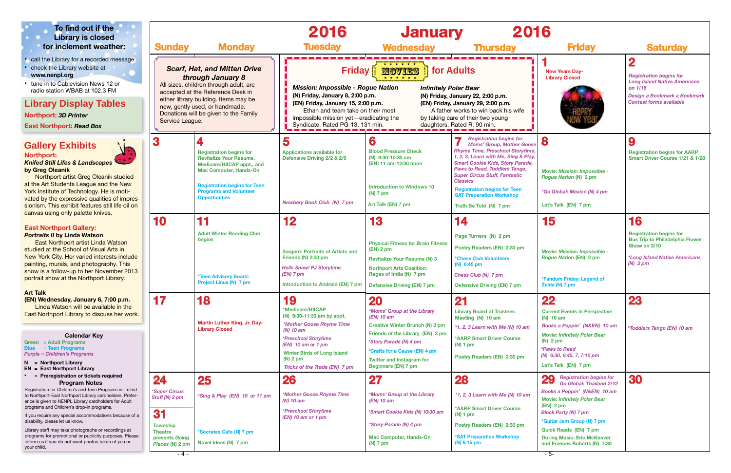### To find out if the Library is closed for inclement weather:

- call the Library for a recorded message
- check the Library website at **www.nenpl.org**
- tune in to Cablevision News 12 or radio station WBAB at 102.3 FM

## Library Display Tables

**Northport:** ***3D Printer***

**East Northport:** ***Read Box***

## Gallery Exhibits

**Northport:**
***Knifed Still Lifes & Landscapes***
**by Greg Oleanik**

Northport artist Greg Oleanik studied at the Art Students League and the New York Institute of Technology. He is motivated by the expressive qualities of impressionism. This exhibit features still life oil on canvas using only palette knives.

**East Northport Gallery:**
***Portraits II*** **by Linda Watson**

East Northport artist Linda Watson studied at the School of Visual Arts in New York City. Her varied interests include painting, murals, and photography. This show is a follow-up to her November 2013 portrait show at the Northport Library.

**Art Talk**
**(EN) Wednesday, January 6, 7:00 p.m.**

Linda Watson will be available in the East Northport Library to discuss her work.

### Calendar Key

Green = Adult Programs
Blue = Teen Programs
*Purple = Children's Programs*

**N = Northport Library**
**EN = East Northport Library**
**\* = Preregistration or tickets required**

### Program Notes

Registration for Children's and Teen Programs is limited to Northport-East Northport Library cardholders. Preference is given to NENPL Library cardholders for Adult programs and Children's drop-in programs.

If you require any special accommodations because of a disability, please let us know.

Library staff may take photographs or recordings at programs for promotional or publicity purposes. Please inform us if you do not want photos taken of you or your child.

# 2016 January 2016

### Scarf, Hat, and Mitten Drive through January 8

All sizes, children through adult, are accepted at the Reference Desk in either library building. Items may be new, gently used, or handmade. Donations will be given to the Family Service League.

### Friday MOVIES for Adults

***Mission: Impossible - Rogue Nation***
**(N) Friday, January 8, 2:00 p.m.**
**(EN) Friday, January 15, 2:00 p.m.**
Ethan and team take on their most impossible mission yet—eradicating the Syndicate. Rated PG-13. 131 min.

***Infinitely Polar Bear***
**(N) Friday, January 22, 2:00 p.m.**
**(EN) Friday, January 29, 2:00 p.m.**
A father works to win back his wife by taking care of their two young daughters. Rated R. 90 min.

| Sunday | Monday | Tuesday | Wednesday | Thursday | Friday | Saturday |
|---|---|---|---|---|---|---|
| | | | | | **1** New Years Day-Library Closed | **2** *Registration begins for Long Island Native Americans on 1/16*<br>*Design a Bookmark a Bookmark Contest forms available* |
| **3** | **4** Registration begins for Revitalize Your Resume, Medicare/HIICAP appt., and Mac Computer, Hands-On<br>Registration begins for Teen Programs and Volunteer Opportunities | **5** Applications available for Defensive Driving 2/2 & 2/9<br>*Newbery Book Club (N) 7 pm* | **6** Blood Pressure Check (N) 9:30-10:30 am (EN) 11 am-12:00 noon<br>Introduction to Windows 10 (N) 7 pm<br>Art Talk (EN) 7 pm | **7** *Registration begins for Moms' Group, Mother Goose Rhyme Time, Preschool Storytime, 1, 2, 3, Learn with Me, Sing & Play, Smart Cookie Kids, Story Parade, Paws to Read, Toddlers Tango, Super Circus Stuff, Fantastic Classics*<br>Registration begins for Teen SAT Preparation Workshop<br>Truth Be Told (N) 7 pm | **8** Movie: *Mission: Impossible - Rogue Nation* (N) 2 pm<br>*\*Go Global: Mexico (N) 4 pm*<br>Let's Talk (EN) 7 pm | **9** Registration begins for AARP Smart Driver Course 1/21 & 1/28 |
| **10** | **11** Adult Winter Reading Club begins<br>\*Teen Advisory Board: Project Linus (N) 7 pm | **12** Sargent: Portraits of Artists and Friends (N) 2:30 pm<br>*Hello Snow! PJ Storytime (EN) 7 pm*<br>Introduction to Android (EN) 7 pm | **13** Physical Fitness for Brain Fitness (EN) 2 pm<br>Revitalize Your Resume (N) 3<br>Northport Arts Coalition: Ragas of India (N) 7 pm<br>Defensive Driving (EN) 7 pm | **14** Page Turners (N) 2 pm<br>Poetry Readers (EN) 2:30 pm<br>\*Chess Club Volunteers (N) 6:45 pm<br>*Chess Club (N) 7 pm*<br>Defensive Driving (EN) 7 pm | **15** Movie: *Mission: Impossible - Rogue Nation* (EN) 2 pm<br>\*Fandom Friday: Legend of Zelda (N) 7 pm | **16** Registration begins for Bus Trip to Philadelphia Flower Show on 3/10<br>*\*Long Island Native Americans (N) 2 pm* |
| **17** | **18** Martin Luther King, Jr. Day-Library Closed | **19** \*Medicare/HIICAP (N) 9:30-11:30 am by appt.<br>*\*Mother Goose Rhyme Time (N) 10 am*<br>*\*Preschool Storytime (EN) 10 am or 1 pm*<br>Winter Birds of Long Island (N) 2 pm<br>*Tricks of the Trade (EN) 7 pm* | **20** *\*Moms' Group at the Library (EN) 10 am*<br>Creative Winter Brunch (N) 3 pm<br>Friends of the Library (EN) 3 pm<br>*\*Story Parade (N) 4 pm*<br>*\*Crafts for a Cause (EN) 4 pm*<br>Twitter and Instagram for Beginners (EN) 7 pm | **21** Library Board of Trustees Meeting (N) 10 am<br>*\*1, 2, 3 Learn with Me (N) 10 am*<br>\*AARP Smart Driver Course (N) 1 pm<br>Poetry Readers (EN) 2:30 pm | **22** Current Events in Perspective (N) 10 am<br>*Books a Poppin' (N&EN) 10 am*<br>Movie: *Infinitely Polar Bear* (N) 2 pm<br>*\*Paws to Read (N) 6:30, 6:45, 7, 7:15 pm*<br>Let's Talk (EN) 7 pm | **23** *\*Toddlers Tango (EN) 10 am* |
| **24** *\*Super Circus Stuff (N) 2 pm*<br>**31** Township Theatre presents *Going Places* (N) 2 pm | **25** *\*Sing & Play (EN) 10 or 11 am*<br>\*Socrates Cafe (N) 7 pm<br>Novel Ideas (N) 7 pm | **26** *\*Mother Goose Rhyme Time (N) 10 am*<br>*\*Preschool Storytime (EN) 10 am or 1 pm* | **27** *\*Moms' Group at the Library (EN) 10 am*<br>*\*Smart Cookie Kids (N) 10:30 am*<br>*\*Story Parade (N) 4 pm*<br>Mac Computer, Hands-On (N) 7 pm | **28** *\*1, 2, 3 Learn with Me (N) 10 am*<br>\*AARP Smart Driver Course (N) 1 pm<br>Poetry Readers (EN) 2:30 pm<br>\*SAT Preparation Workshop (N) 6:15 pm | **29** *Registration begins for Go Global: Thailand 2/12*<br>*Books a Poppin' (N&EN) 10 am*<br>Movie: *Infinitely Polar Bear* (EN) 2 pm<br>*Block Party (N) 7 pm*<br>\*Guitar Jam Group (N) 7 pm<br>Quick Reads (EN) 7 pm<br>Do-ing Music: Eric McKeever and Frances Roberts (N) 7:30 | **30** |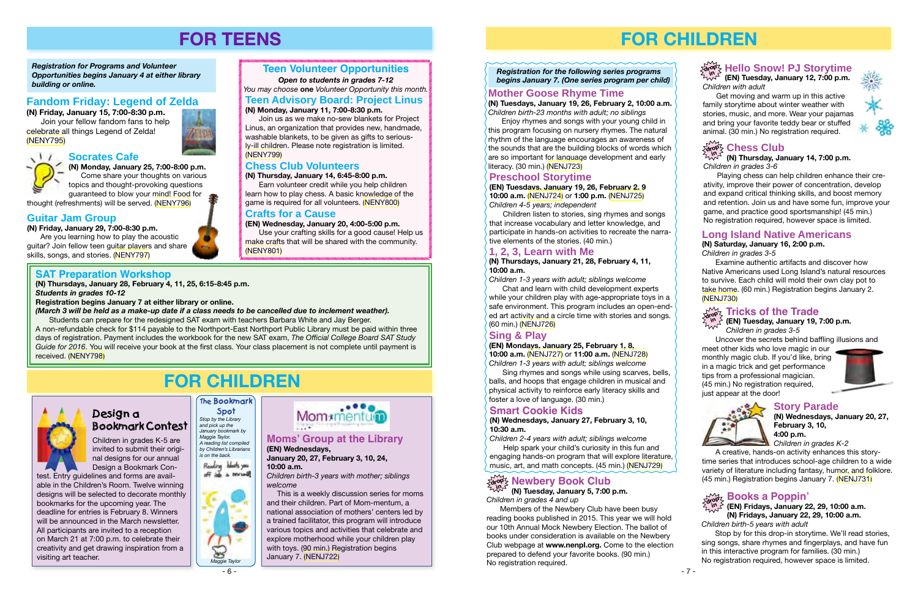# FOR TEENS

***Registration for Programs and Volunteer Opportunities begins January 4 at either library building or online.***

## Fandom Friday: Legend of Zelda

**(N) Friday, January 15, 7:00-8:30 p.m.**

Join your fellow fandom fans to help celebrate all things Legend of Zelda! (NENY795)

## Socrates Cafe

**(N) Monday, January 25, 7:00-8:00 p.m.**

Come share your thoughts on various topics and thought-provoking questions guaranteed to blow your mind! Food for thought (refreshments) will be served. (NENY796)

## Guitar Jam Group

**(N) Friday, January 29, 7:00-8:30 p.m.**

Are you learning how to play the acoustic guitar? Join fellow teen guitar players and share skills, songs, and stories. (NENY797)

## Teen Volunteer Opportunities

*Open to students in grades 7-12*

*You may choose* **one** *Volunteer Opportunity this month.*

## Teen Advisory Board: Project Linus

**(N) Monday, January 11, 7:00-8:30 p.m.**

Join us as we make no-sew blankets for Project Linus, an organization that provides new, handmade, washable blankets, to be given as gifts to seriously-ill children. Please note registration is limited. (NENY799)

## Chess Club Volunteers

**(N) Thursday, January 14, 6:45-8:00 p.m.**

Earn volunteer credit while you help children learn how to play chess. A basic knowledge of the game is required for all volunteers. (NENY800)

## Crafts for a Cause

**(EN) Wednesday, January 20, 4:00-5:00 p.m.**

Use your crafting skills for a good cause! Help us make crafts that will be shared with the community. (NENY801)

## SAT Preparation Workshop

**(N) Thursdays, January 28, February 4, 11, 25, 6:15-8:45 p.m.**

***Students in grades 10-12***

**Registration begins January 7 at either library or online.**

***(March 3 will be held as a make-up date if a class needs to be cancelled due to inclement weather).***

Students can prepare for the redesigned SAT exam with teachers Barbara White and Jay Berger.

A non-refundable check for $114 payable to the Northport-East Northport Public Library must be paid within three days of registration. Payment includes the workbook for the new SAT exam, *The Official College Board SAT Study Guide for 2016*. You will receive your book at the first class. Your class placement is not complete until payment is received. (NENY798)

# FOR CHILDREN

## Design a Bookmark Contest

Children in grades K-5 are invited to submit their original designs for our annual Design a Bookmark Contest. Entry guidelines and forms are available in the Children's Room. Twelve winning designs will be selected to decorate monthly bookmarks for the upcoming year. The deadline for entries is February 8. Winners will be announced in the March newsletter. All participants are invited to a reception on March 21 at 7:00 p.m. to celebrate their creativity and get drawing inspiration from a visiting art teacher.

## The Bookmark Spot

*Stop by the Library and pick up the January bookmark by Maggie Taylor. A reading list compiled by Children's Librarians is on the back.*

## Moms' Group at the Library

**(EN) Wednesdays, January 20, 27, February 3, 10, 24, 10:00 a.m.**

*Children birth-3 years with mother; siblings welcome*

This is a weekly discussion series for moms and their children. Part of Mom-mentum, a national association of mothers' centers led by a trained facilitator, this program will introduce various topics and activities that celebrate and explore motherhood while your children play with toys. (90 min.) Registration begins January 7. (NENJ722)

# FOR CHILDREN

*Registration for the following series programs begins January 7. (One series program per child)*

## Mother Goose Rhyme Time

**(N) Tuesdays, January 19, 26, February 2, 10:00 a.m.**

*Children birth-23 months with adult; no siblings*

Enjoy rhymes and songs with your young child in this program focusing on nursery rhymes. The natural rhythm of the language encourages an awareness of the sounds that are the building blocks of words which are so important for language development and early literacy. (30 min.) (NENJ723)

## Preschool Storytime

**(EN) Tuesdays, January 19, 26, February 2, 9 10:00 a.m.** (NENJ724) or **1:00 p.m.** (NENJ725)

*Children 4-5 years; independent*

Children listen to stories, sing rhymes and songs that increase vocabulary and letter knowledge, and participate in hands-on activities to recreate the narrative elements of the stories. (40 min.)

## 1, 2, 3, Learn with Me

**(N) Thursdays, January 21, 28, February 4, 11, 10:00 a.m.**

*Children 1-3 years with adult; siblings welcome*

Chat and learn with child development experts while your children play with age-appropriate toys in a safe environment. This program includes an open-ended art activity and a circle time with stories and songs. (60 min.) (NENJ726)

## Sing & Play

**(EN) Mondays, January 25, February 1, 8, 10:00 a.m.** (NENJ727) or **11:00 a.m.** (NENJ728)

*Children 1-3 years with adult; siblings welcome*

Sing rhymes and songs while using scarves, bells, balls, and hoops that engage children in musical and physical activity to reinforce early literacy skills and foster a love of language. (30 min.)

## Smart Cookie Kids

**(N) Wednesdays, January 27, February 3, 10, 10:30 a.m.**

*Children 2-4 years with adult; siblings welcome*

Help spark your child's curiosity in this fun and engaging hands-on program that will explore literature, music, art, and math concepts. (45 min.) (NENJ729)

## Newbery Book Club (drop in)

**(N) Tuesday, January 5, 7:00 p.m.**

*Children in grades 4 and up*

Members of the Newbery Club have been busy reading books published in 2015. This year we will hold our 10th Annual Mock Newbery Election. The ballot of books under consideration is available on the Newbery Club webpage at **www.nenpl.org.** Come to the election prepared to defend your favorite books. (90 min.) No registration required.

## Hello Snow! PJ Storytime (drop in)

**(EN) Tuesday, January 12, 7:00 p.m.**

*Children with adult*

Get moving and warm up in this active family storytime about winter weather with stories, music, and more. Wear your pajamas and bring your favorite teddy bear or stuffed animal. (30 min.) No registration required.

## Chess Club (drop in)

**(N) Thursday, January 14, 7:00 p.m.**

*Children in grades 3-6*

Playing chess can help children enhance their creativity, improve their power of concentration, develop and expand critical thinking skills, and boost memory and retention. Join us and have some fun, improve your game, and practice good sportsmanship! (45 min.) No registration required, however space is limited.

## Long Island Native Americans

**(N) Saturday, January 16, 2:00 p.m.**

*Children in grades 3-5*

Examine authentic artifacts and discover how Native Americans used Long Island's natural resources to survive. Each child will mold their own clay pot to take home. (60 min.) Registration begins January 2. (NENJ730)

## Tricks of the Trade (drop in)

**(EN) Tuesday, January 19, 7:00 p.m.**

*Children in grades 3-5*

Uncover the secrets behind baffling illusions and meet other kids who love magic in our monthly magic club. If you'd like, bring in a magic trick and get performance tips from a professional magician. (45 min.) No registration required, just appear at the door!

## Story Parade

**(N) Wednesdays, January 20, 27, February 3, 10, 4:00 p.m.**

*Children in grades K-2*

A creative, hands-on activity enhances this storytime series that introduces school-age children to a wide variety of literature including fantasy, humor, and folklore. (45 min.) Registration begins January 7. (NENJ731)

## Books a Poppin' (drop in)

**(EN) Fridays, January 22, 29, 10:00 a.m.**
**(N) Fridays, January 22, 29, 10:00 a.m.**

*Children birth-5 years with adult*

Stop by for this drop-in storytime. We'll read stories, sing songs, share rhymes and fingerplays, and have fun in this interactive program for families. (30 min.) No registration required, however space is limited.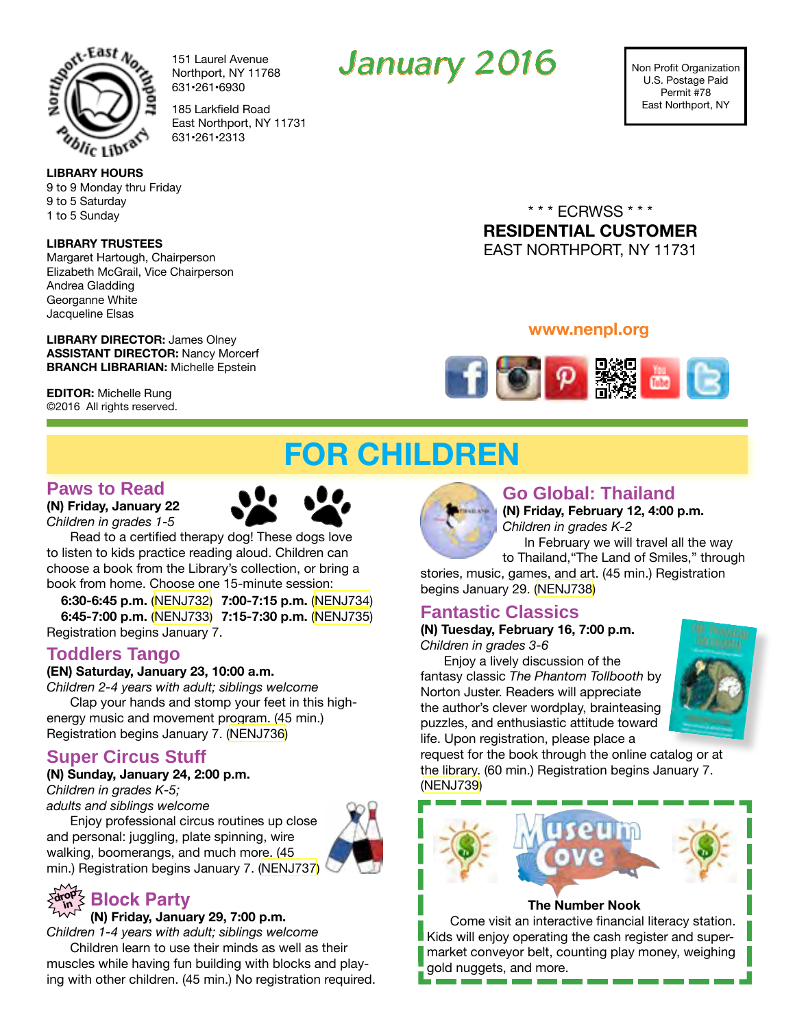151 Laurel Avenue
Northport, NY 11768
631•261•6930

185 Larkfield Road
East Northport, NY 11731
631•261•2313

# January 2016

Non Profit Organization
U.S. Postage Paid
Permit #78
East Northport, NY

**LIBRARY HOURS**
9 to 9 Monday thru Friday
9 to 5 Saturday
1 to 5 Sunday

**LIBRARY TRUSTEES**
Margaret Hartough, Chairperson
Elizabeth McGrail, Vice Chairperson
Andrea Gladding
Georganne White
Jacqueline Elsas

**LIBRARY DIRECTOR:** James Olney
**ASSISTANT DIRECTOR:** Nancy Morcerf
**BRANCH LIBRARIAN:** Michelle Epstein

**EDITOR:** Michelle Rung
©2016 All rights reserved.

\* \* \* ECRWSS \* \* \*
**RESIDENTIAL CUSTOMER**
EAST NORTHPORT, NY 11731

**www.nenpl.org**

# FOR CHILDREN

## Paws to Read

**(N) Friday, January 22**
*Children in grades 1-5*

Read to a certified therapy dog! These dogs love to listen to kids practice reading aloud. Children can choose a book from the Library's collection, or bring a book from home. Choose one 15-minute session:

**6:30-6:45 p.m.** (NENJ732) **7:00-7:15 p.m.** (NENJ734)
**6:45-7:00 p.m.** (NENJ733) **7:15-7:30 p.m.** (NENJ735)

Registration begins January 7.

## Toddlers Tango

**(EN) Saturday, January 23, 10:00 a.m.**
*Children 2-4 years with adult; siblings welcome*

Clap your hands and stomp your feet in this high-energy music and movement program. (45 min.) Registration begins January 7. (NENJ736)

## Super Circus Stuff

**(N) Sunday, January 24, 2:00 p.m.**
*Children in grades K-5; adults and siblings welcome*

Enjoy professional circus routines up close and personal: juggling, plate spinning, wire walking, boomerangs, and much more. (45 min.) Registration begins January 7. (NENJ737)

## Block Party

drop in

**(N) Friday, January 29, 7:00 p.m.**
*Children 1-4 years with adult; siblings welcome*

Children learn to use their minds as well as their muscles while having fun building with blocks and playing with other children. (45 min.) No registration required.

## Go Global: Thailand

**(N) Friday, February 12, 4:00 p.m.**
*Children in grades K-2*

In February we will travel all the way to Thailand, "The Land of Smiles," through stories, music, games, and art. (45 min.) Registration begins January 29. (NENJ738)

## Fantastic Classics

**(N) Tuesday, February 16, 7:00 p.m.**
*Children in grades 3-6*

Enjoy a lively discussion of the fantasy classic *The Phantom Tollbooth* by Norton Juster. Readers will appreciate the author's clever wordplay, brainteasing puzzles, and enthusiastic attitude toward life. Upon registration, please place a request for the book through the online catalog or at the library. (60 min.) Registration begins January 7. (NENJ739)

## Museum Cove

**The Number Nook**

Come visit an interactive financial literacy station. Kids will enjoy operating the cash register and supermarket conveyor belt, counting play money, weighing gold nuggets, and more.